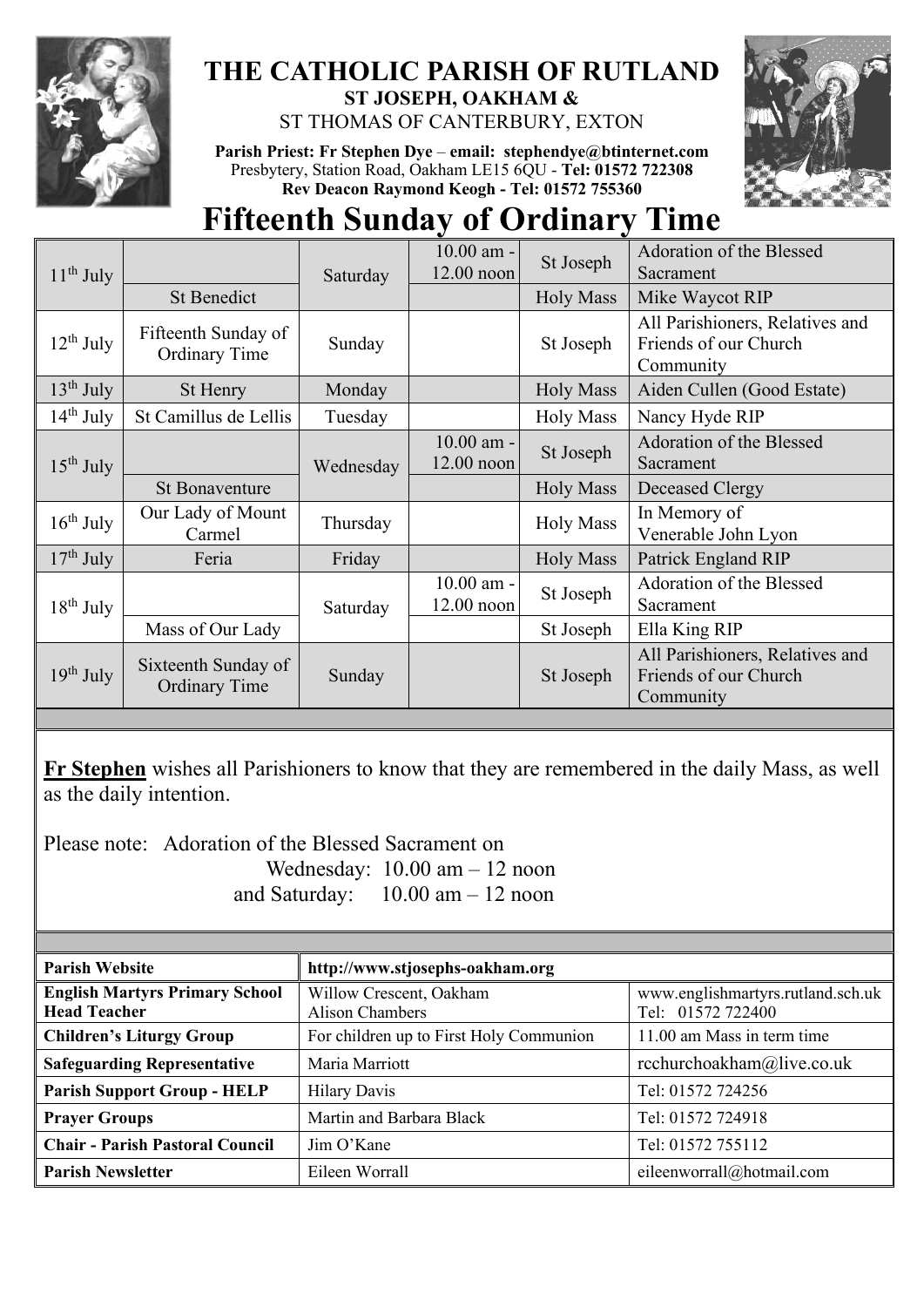# THE CATHOLIC PARISH OF RUTLAND

**ST JOSEPH, OAKHAM &**

ST THOMAS OF CANTERBURY, EXTON

**Parish Priest: Fr Stephen Dye** – **email: stephendye@btinternet.com**
Presbytery, Station Road, Oakham LE15 6QU - **Tel: 01572 722308**
**Rev Deacon Raymond Keogh - Tel: 01572 755360**

# Fifteenth Sunday of Ordinary Time

| | | | | | |
|---|---|---|---|---|---|
| 11th July | | Saturday | 10.00 am - 12.00 noon | St Joseph | Adoration of the Blessed Sacrament |
| | St Benedict | | | Holy Mass | Mike Waycot RIP |
| 12th July | Fifteenth Sunday of Ordinary Time | Sunday | | St Joseph | All Parishioners, Relatives and Friends of our Church Community |
| 13th July | St Henry | Monday | | Holy Mass | Aiden Cullen (Good Estate) |
| 14th July | St Camillus de Lellis | Tuesday | | Holy Mass | Nancy Hyde RIP |
| 15th July | | Wednesday | 10.00 am - 12.00 noon | St Joseph | Adoration of the Blessed Sacrament |
| | St Bonaventure | | | Holy Mass | Deceased Clergy |
| 16th July | Our Lady of Mount Carmel | Thursday | | Holy Mass | In Memory of Venerable John Lyon |
| 17th July | Feria | Friday | | Holy Mass | Patrick England RIP |
| 18th July | | Saturday | 10.00 am - 12.00 noon | St Joseph | Adoration of the Blessed Sacrament |
| | Mass of Our Lady | | | St Joseph | Ella King RIP |
| 19th July | Sixteenth Sunday of Ordinary Time | Sunday | | St Joseph | All Parishioners, Relatives and Friends of our Church Community |

**Fr Stephen** wishes all Parishioners to know that they are remembered in the daily Mass, as well as the daily intention.

Please note: Adoration of the Blessed Sacrament on
Wednesday: 10.00 am – 12 noon
and Saturday: 10.00 am – 12 noon

| | | |
|---|---|---|
| **Parish Website** | **http://www.stjosephs-oakham.org** | |
| **English Martyrs Primary School Head Teacher** | Willow Crescent, Oakham<br>Alison Chambers | www.englishmartyrs.rutland.sch.uk<br>Tel: 01572 722400 |
| **Children's Liturgy Group** | For children up to First Holy Communion | 11.00 am Mass in term time |
| **Safeguarding Representative** | Maria Marriott | rcchurchoakham@live.co.uk |
| **Parish Support Group - HELP** | Hilary Davis | Tel: 01572 724256 |
| **Prayer Groups** | Martin and Barbara Black | Tel: 01572 724918 |
| **Chair - Parish Pastoral Council** | Jim O'Kane | Tel: 01572 755112 |
| **Parish Newsletter** | Eileen Worrall | eileenworrall@hotmail.com |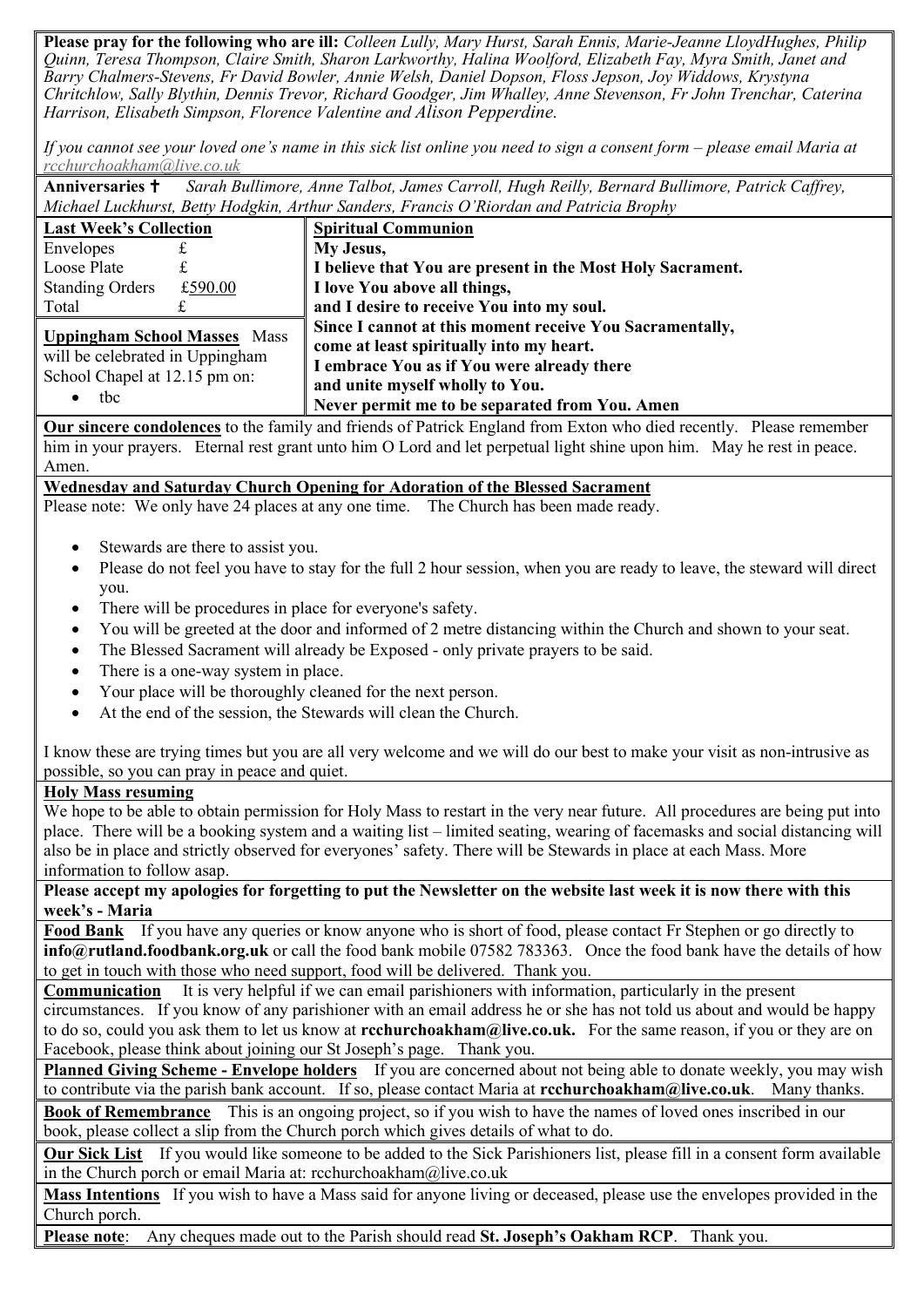**Please pray for the following who are ill:** *Colleen Lully, Mary Hurst, Sarah Ennis, Marie-Jeanne LloydHughes, Philip Quinn, Teresa Thompson, Claire Smith, Sharon Larkworthy, Halina Woolford, Elizabeth Fay, Myra Smith, Janet and Barry Chalmers-Stevens, Fr David Bowler, Annie Welsh, Daniel Dopson, Floss Jepson, Joy Widdows, Krystyna Chritchlow, Sally Blythin, Dennis Trevor, Richard Goodger, Jim Whalley, Anne Stevenson, Fr John Trenchar, Caterina Harrison, Elisabeth Simpson, Florence Valentine and Alison Pepperdine.*

*If you cannot see your loved one's name in this sick list online you need to sign a consent form – please email Maria at rcchurchoakham@live.co.uk*

**Anniversaries ✝** *Sarah Bullimore, Anne Talbot, James Carroll, Hugh Reilly, Bernard Bullimore, Patrick Caffrey, Michael Luckhurst, Betty Hodgkin, Arthur Sanders, Francis O'Riordan and Patricia Brophy*

**Last Week's Collection**

| | |
|---|---|
| Envelopes | £ |
| Loose Plate | £ |
| Standing Orders | £590.00 |
| Total | £ |

**Uppingham School Masses** Mass will be celebrated in Uppingham School Chapel at 12.15 pm on:

- tbc

**Spiritual Communion**

**My Jesus,**
**I believe that You are present in the Most Holy Sacrament.**
**I love You above all things,**
**and I desire to receive You into my soul.**
**Since I cannot at this moment receive You Sacramentally,**
**come at least spiritually into my heart.**
**I embrace You as if You were already there**
**and unite myself wholly to You.**
**Never permit me to be separated from You. Amen**

**Our sincere condolences** to the family and friends of Patrick England from Exton who died recently. Please remember him in your prayers. Eternal rest grant unto him O Lord and let perpetual light shine upon him. May he rest in peace. Amen.

**Wednesday and Saturday Church Opening for Adoration of the Blessed Sacrament**

Please note: We only have 24 places at any one time. The Church has been made ready.

- Stewards are there to assist you.
- Please do not feel you have to stay for the full 2 hour session, when you are ready to leave, the steward will direct you.
- There will be procedures in place for everyone's safety.
- You will be greeted at the door and informed of 2 metre distancing within the Church and shown to your seat.
- The Blessed Sacrament will already be Exposed - only private prayers to be said.
- There is a one-way system in place.
- Your place will be thoroughly cleaned for the next person.
- At the end of the session, the Stewards will clean the Church.

I know these are trying times but you are all very welcome and we will do our best to make your visit as non-intrusive as possible, so you can pray in peace and quiet.

**Holy Mass resuming**

We hope to be able to obtain permission for Holy Mass to restart in the very near future. All procedures are being put into place. There will be a booking system and a waiting list – limited seating, wearing of facemasks and social distancing will also be in place and strictly observed for everyones' safety. There will be Stewards in place at each Mass. More information to follow asap.

**Please accept my apologies for forgetting to put the Newsletter on the website last week it is now there with this week's - Maria**

**Food Bank** If you have any queries or know anyone who is short of food, please contact Fr Stephen or go directly to **info@rutland.foodbank.org.uk** or call the food bank mobile 07582 783363. Once the food bank have the details of how to get in touch with those who need support, food will be delivered. Thank you.

**Communication** It is very helpful if we can email parishioners with information, particularly in the present circumstances. If you know of any parishioner with an email address he or she has not told us about and would be happy to do so, could you ask them to let us know at **rcchurchoakham@live.co.uk.** For the same reason, if you or they are on Facebook, please think about joining our St Joseph's page. Thank you.

**Planned Giving Scheme - Envelope holders** If you are concerned about not being able to donate weekly, you may wish to contribute via the parish bank account. If so, please contact Maria at **rcchurchoakham@live.co.uk**. Many thanks.

**Book of Remembrance** This is an ongoing project, so if you wish to have the names of loved ones inscribed in our book, please collect a slip from the Church porch which gives details of what to do.

**Our Sick List** If you would like someone to be added to the Sick Parishioners list, please fill in a consent form available in the Church porch or email Maria at: rcchurchoakham@live.co.uk

**Mass Intentions** If you wish to have a Mass said for anyone living or deceased, please use the envelopes provided in the Church porch.

**Please note**: Any cheques made out to the Parish should read **St. Joseph's Oakham RCP**. Thank you.